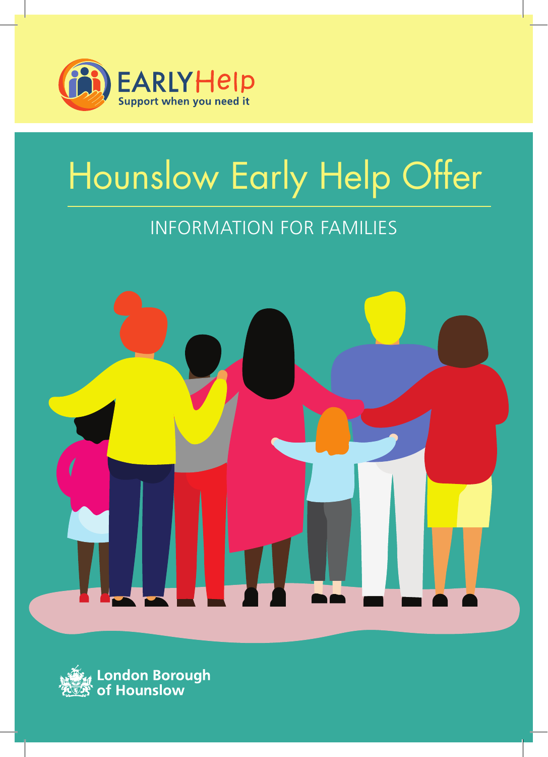EARLY Help
Support when you need it

# Hounslow Early Help Offer

## INFORMATION FOR FAMILIES

London Borough of Hounslow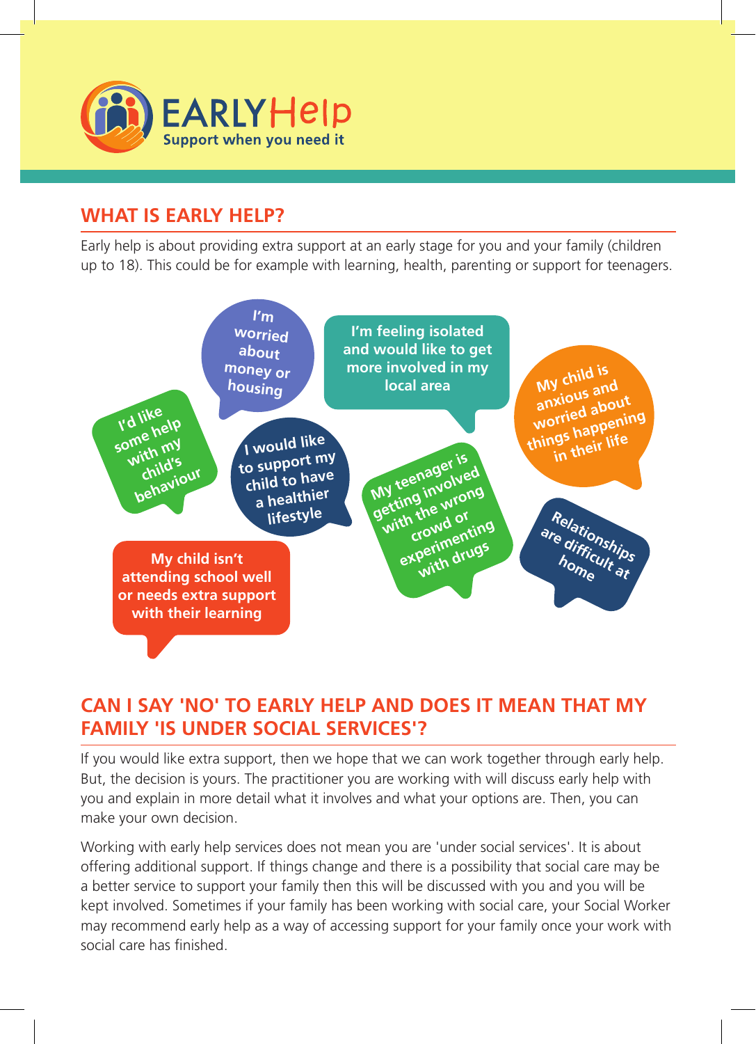**EARLY Help**
Support when you need it

## WHAT IS EARLY HELP?

Early help is about providing extra support at an early stage for you and your family (children up to 18). This could be for example with learning, health, parenting or support for teenagers.

- I'm worried about money or housing
- I'm feeling isolated and would like to get more involved in my local area
- My child is anxious and worried about things happening in their life
- I'd like some help with my child's behaviour
- I would like to support my child to have a healthier lifestyle
- My teenager is getting involved with the wrong crowd or experimenting with drugs
- Relationships are difficult at home
- My child isn't attending school well or needs extra support with their learning

## CAN I SAY 'NO' TO EARLY HELP AND DOES IT MEAN THAT MY FAMILY 'IS UNDER SOCIAL SERVICES'?

If you would like extra support, then we hope that we can work together through early help. But, the decision is yours. The practitioner you are working with will discuss early help with you and explain in more detail what it involves and what your options are. Then, you can make your own decision.

Working with early help services does not mean you are 'under social services'. It is about offering additional support. If things change and there is a possibility that social care may be a better service to support your family then this will be discussed with you and you will be kept involved. Sometimes if your family has been working with social care, your Social Worker may recommend early help as a way of accessing support for your family once your work with social care has finished.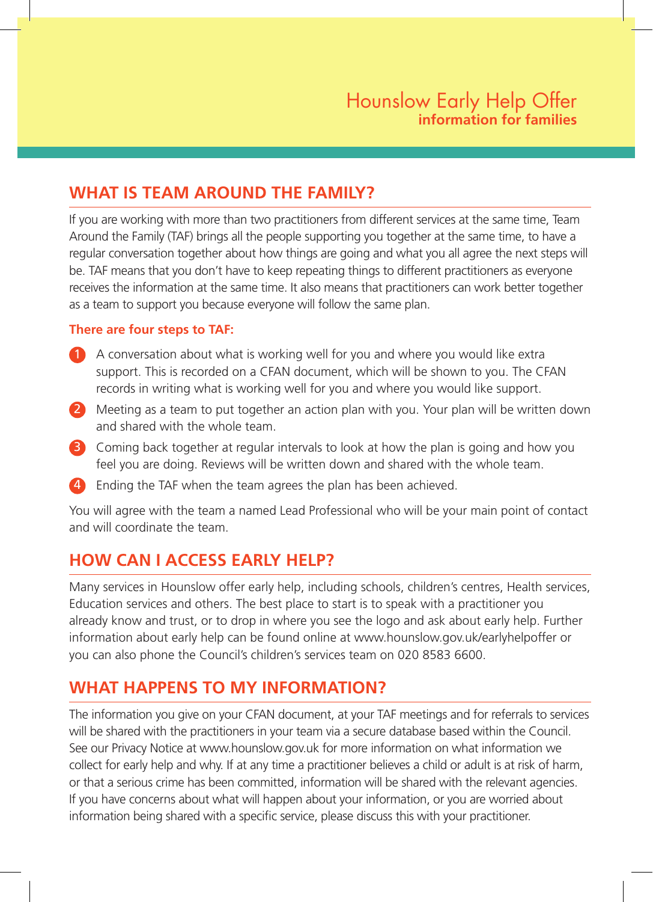Hounslow Early Help Offer
**information for families**

## WHAT IS TEAM AROUND THE FAMILY?

If you are working with more than two practitioners from different services at the same time, Team Around the Family (TAF) brings all the people supporting you together at the same time, to have a regular conversation together about how things are going and what you all agree the next steps will be. TAF means that you don't have to keep repeating things to different practitioners as everyone receives the information at the same time. It also means that practitioners can work better together as a team to support you because everyone will follow the same plan.

**There are four steps to TAF:**

1. A conversation about what is working well for you and where you would like extra support. This is recorded on a CFAN document, which will be shown to you. The CFAN records in writing what is working well for you and where you would like support.
2. Meeting as a team to put together an action plan with you. Your plan will be written down and shared with the whole team.
3. Coming back together at regular intervals to look at how the plan is going and how you feel you are doing. Reviews will be written down and shared with the whole team.
4. Ending the TAF when the team agrees the plan has been achieved.

You will agree with the team a named Lead Professional who will be your main point of contact and will coordinate the team.

## HOW CAN I ACCESS EARLY HELP?

Many services in Hounslow offer early help, including schools, children's centres, Health services, Education services and others. The best place to start is to speak with a practitioner you already know and trust, or to drop in where you see the logo and ask about early help. Further information about early help can be found online at www.hounslow.gov.uk/earlyhelpoffer or you can also phone the Council's children's services team on 020 8583 6600.

## WHAT HAPPENS TO MY INFORMATION?

The information you give on your CFAN document, at your TAF meetings and for referrals to services will be shared with the practitioners in your team via a secure database based within the Council. See our Privacy Notice at www.hounslow.gov.uk for more information on what information we collect for early help and why. If at any time a practitioner believes a child or adult is at risk of harm, or that a serious crime has been committed, information will be shared with the relevant agencies. If you have concerns about what will happen about your information, or you are worried about information being shared with a specific service, please discuss this with your practitioner.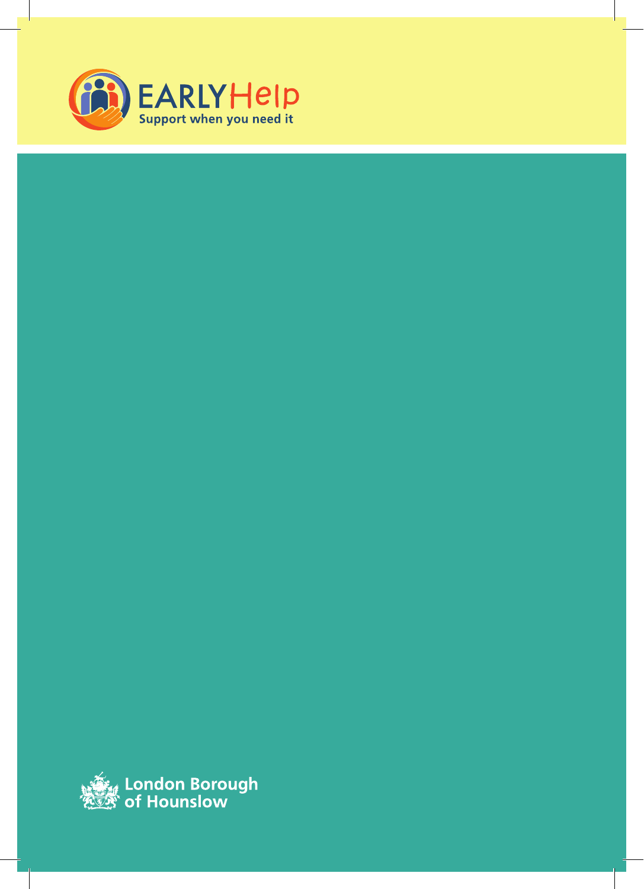EARLYHelp

Support when you need it

London Borough of Hounslow